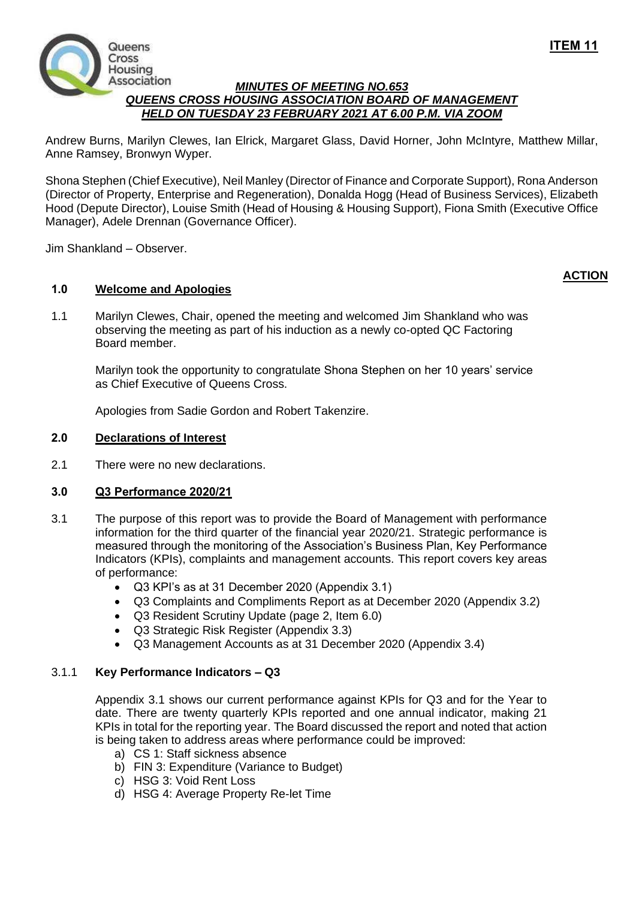**ITEM 11**

***MINUTES OF MEETING NO.653***
***QUEENS CROSS HOUSING ASSOCIATION BOARD OF MANAGEMENT***
***HELD ON TUESDAY 23 FEBRUARY 2021 AT 6.00 P.M. VIA ZOOM***

Andrew Burns, Marilyn Clewes, Ian Elrick, Margaret Glass, David Horner, John McIntyre, Matthew Millar, Anne Ramsey, Bronwyn Wyper.

Shona Stephen (Chief Executive), Neil Manley (Director of Finance and Corporate Support), Rona Anderson (Director of Property, Enterprise and Regeneration), Donalda Hogg (Head of Business Services), Elizabeth Hood (Depute Director), Louise Smith (Head of Housing & Housing Support), Fiona Smith (Executive Office Manager), Adele Drennan (Governance Officer).

Jim Shankland – Observer.

**ACTION**

## 1.0 Welcome and Apologies

1.1 Marilyn Clewes, Chair, opened the meeting and welcomed Jim Shankland who was observing the meeting as part of his induction as a newly co-opted QC Factoring Board member.

Marilyn took the opportunity to congratulate Shona Stephen on her 10 years' service as Chief Executive of Queens Cross.

Apologies from Sadie Gordon and Robert Takenzire.

## 2.0 Declarations of Interest

2.1 There were no new declarations.

## 3.0 Q3 Performance 2020/21

3.1 The purpose of this report was to provide the Board of Management with performance information for the third quarter of the financial year 2020/21. Strategic performance is measured through the monitoring of the Association's Business Plan, Key Performance Indicators (KPIs), complaints and management accounts. This report covers key areas of performance:

- Q3 KPI's as at 31 December 2020 (Appendix 3.1)
- Q3 Complaints and Compliments Report as at December 2020 (Appendix 3.2)
- Q3 Resident Scrutiny Update (page 2, Item 6.0)
- Q3 Strategic Risk Register (Appendix 3.3)
- Q3 Management Accounts as at 31 December 2020 (Appendix 3.4)

### 3.1.1 Key Performance Indicators – Q3

Appendix 3.1 shows our current performance against KPIs for Q3 and for the Year to date. There are twenty quarterly KPIs reported and one annual indicator, making 21 KPIs in total for the reporting year. The Board discussed the report and noted that action is being taken to address areas where performance could be improved:

a) CS 1: Staff sickness absence
b) FIN 3: Expenditure (Variance to Budget)
c) HSG 3: Void Rent Loss
d) HSG 4: Average Property Re-let Time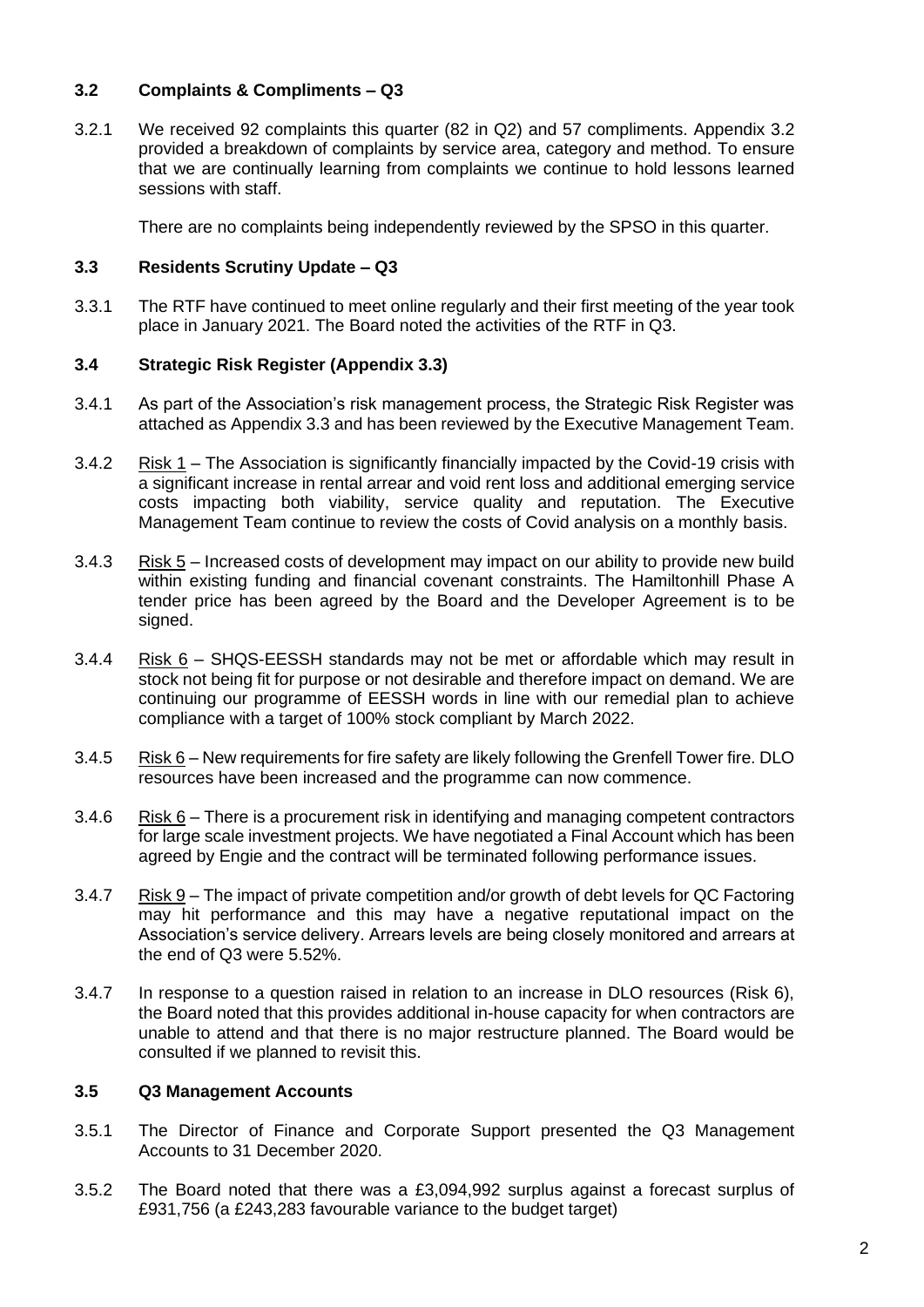### 3.2 Complaints & Compliments – Q3

3.2.1 We received 92 complaints this quarter (82 in Q2) and 57 compliments. Appendix 3.2 provided a breakdown of complaints by service area, category and method. To ensure that we are continually learning from complaints we continue to hold lessons learned sessions with staff.

There are no complaints being independently reviewed by the SPSO in this quarter.

### 3.3 Residents Scrutiny Update – Q3

3.3.1 The RTF have continued to meet online regularly and their first meeting of the year took place in January 2021. The Board noted the activities of the RTF in Q3.

### 3.4 Strategic Risk Register (Appendix 3.3)

3.4.1 As part of the Association's risk management process, the Strategic Risk Register was attached as Appendix 3.3 and has been reviewed by the Executive Management Team.

3.4.2 Risk 1 – The Association is significantly financially impacted by the Covid-19 crisis with a significant increase in rental arrear and void rent loss and additional emerging service costs impacting both viability, service quality and reputation. The Executive Management Team continue to review the costs of Covid analysis on a monthly basis.

3.4.3 Risk 5 – Increased costs of development may impact on our ability to provide new build within existing funding and financial covenant constraints. The Hamiltonhill Phase A tender price has been agreed by the Board and the Developer Agreement is to be signed.

3.4.4 Risk 6 – SHQS-EESSH standards may not be met or affordable which may result in stock not being fit for purpose or not desirable and therefore impact on demand. We are continuing our programme of EESSH words in line with our remedial plan to achieve compliance with a target of 100% stock compliant by March 2022.

3.4.5 Risk 6 – New requirements for fire safety are likely following the Grenfell Tower fire. DLO resources have been increased and the programme can now commence.

3.4.6 Risk 6 – There is a procurement risk in identifying and managing competent contractors for large scale investment projects. We have negotiated a Final Account which has been agreed by Engie and the contract will be terminated following performance issues.

3.4.7 Risk 9 – The impact of private competition and/or growth of debt levels for QC Factoring may hit performance and this may have a negative reputational impact on the Association's service delivery. Arrears levels are being closely monitored and arrears at the end of Q3 were 5.52%.

3.4.7 In response to a question raised in relation to an increase in DLO resources (Risk 6), the Board noted that this provides additional in-house capacity for when contractors are unable to attend and that there is no major restructure planned. The Board would be consulted if we planned to revisit this.

### 3.5 Q3 Management Accounts

3.5.1 The Director of Finance and Corporate Support presented the Q3 Management Accounts to 31 December 2020.

3.5.2 The Board noted that there was a £3,094,992 surplus against a forecast surplus of £931,756 (a £243,283 favourable variance to the budget target)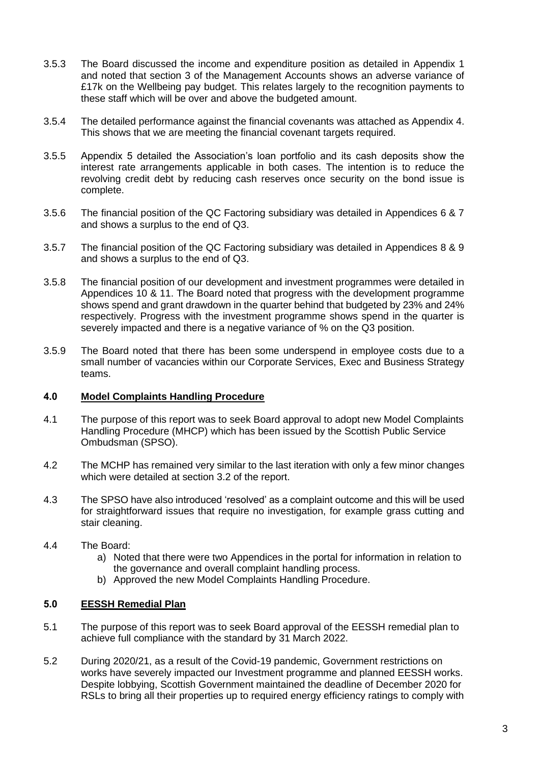3.5.3 The Board discussed the income and expenditure position as detailed in Appendix 1 and noted that section 3 of the Management Accounts shows an adverse variance of £17k on the Wellbeing pay budget. This relates largely to the recognition payments to these staff which will be over and above the budgeted amount.

3.5.4 The detailed performance against the financial covenants was attached as Appendix 4. This shows that we are meeting the financial covenant targets required.

3.5.5 Appendix 5 detailed the Association's loan portfolio and its cash deposits show the interest rate arrangements applicable in both cases. The intention is to reduce the revolving credit debt by reducing cash reserves once security on the bond issue is complete.

3.5.6 The financial position of the QC Factoring subsidiary was detailed in Appendices 6 & 7 and shows a surplus to the end of Q3.

3.5.7 The financial position of the QC Factoring subsidiary was detailed in Appendices 8 & 9 and shows a surplus to the end of Q3.

3.5.8 The financial position of our development and investment programmes were detailed in Appendices 10 & 11. The Board noted that progress with the development programme shows spend and grant drawdown in the quarter behind that budgeted by 23% and 24% respectively. Progress with the investment programme shows spend in the quarter is severely impacted and there is a negative variance of % on the Q3 position.

3.5.9 The Board noted that there has been some underspend in employee costs due to a small number of vacancies within our Corporate Services, Exec and Business Strategy teams.

## 4.0 Model Complaints Handling Procedure

4.1 The purpose of this report was to seek Board approval to adopt new Model Complaints Handling Procedure (MHCP) which has been issued by the Scottish Public Service Ombudsman (SPSO).

4.2 The MCHP has remained very similar to the last iteration with only a few minor changes which were detailed at section 3.2 of the report.

4.3 The SPSO have also introduced 'resolved' as a complaint outcome and this will be used for straightforward issues that require no investigation, for example grass cutting and stair cleaning.

4.4 The Board:

a) Noted that there were two Appendices in the portal for information in relation to the governance and overall complaint handling process.
b) Approved the new Model Complaints Handling Procedure.

## 5.0 EESSH Remedial Plan

5.1 The purpose of this report was to seek Board approval of the EESSH remedial plan to achieve full compliance with the standard by 31 March 2022.

5.2 During 2020/21, as a result of the Covid-19 pandemic, Government restrictions on works have severely impacted our Investment programme and planned EESSH works. Despite lobbying, Scottish Government maintained the deadline of December 2020 for RSLs to bring all their properties up to required energy efficiency ratings to comply with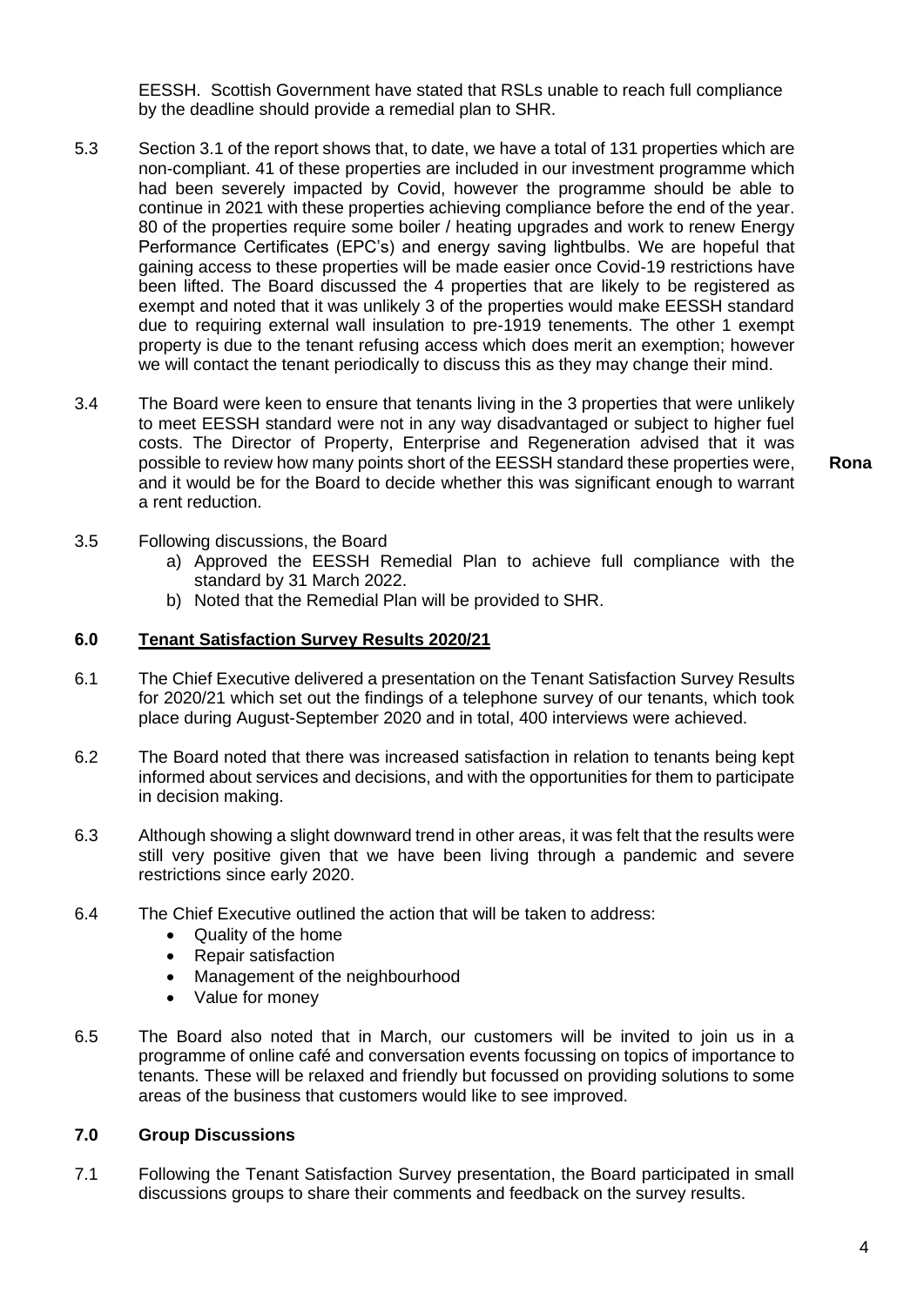EESSH. Scottish Government have stated that RSLs unable to reach full compliance by the deadline should provide a remedial plan to SHR.

5.3 Section 3.1 of the report shows that, to date, we have a total of 131 properties which are non-compliant. 41 of these properties are included in our investment programme which had been severely impacted by Covid, however the programme should be able to continue in 2021 with these properties achieving compliance before the end of the year. 80 of the properties require some boiler / heating upgrades and work to renew Energy Performance Certificates (EPC's) and energy saving lightbulbs. We are hopeful that gaining access to these properties will be made easier once Covid-19 restrictions have been lifted. The Board discussed the 4 properties that are likely to be registered as exempt and noted that it was unlikely 3 of the properties would make EESSH standard due to requiring external wall insulation to pre-1919 tenements. The other 1 exempt property is due to the tenant refusing access which does merit an exemption; however we will contact the tenant periodically to discuss this as they may change their mind.

3.4 The Board were keen to ensure that tenants living in the 3 properties that were unlikely to meet EESSH standard were not in any way disadvantaged or subject to higher fuel costs. The Director of Property, Enterprise and Regeneration advised that it was possible to review how many points short of the EESSH standard these properties were, and it would be for the Board to decide whether this was significant enough to warrant a rent reduction. **Rona**

3.5 Following discussions, the Board

a) Approved the EESSH Remedial Plan to achieve full compliance with the standard by 31 March 2022.
b) Noted that the Remedial Plan will be provided to SHR.

## 6.0 Tenant Satisfaction Survey Results 2020/21

6.1 The Chief Executive delivered a presentation on the Tenant Satisfaction Survey Results for 2020/21 which set out the findings of a telephone survey of our tenants, which took place during August-September 2020 and in total, 400 interviews were achieved.

6.2 The Board noted that there was increased satisfaction in relation to tenants being kept informed about services and decisions, and with the opportunities for them to participate in decision making.

6.3 Although showing a slight downward trend in other areas, it was felt that the results were still very positive given that we have been living through a pandemic and severe restrictions since early 2020.

6.4 The Chief Executive outlined the action that will be taken to address:

- Quality of the home
- Repair satisfaction
- Management of the neighbourhood
- Value for money

6.5 The Board also noted that in March, our customers will be invited to join us in a programme of online café and conversation events focussing on topics of importance to tenants. These will be relaxed and friendly but focussed on providing solutions to some areas of the business that customers would like to see improved.

## 7.0 Group Discussions

7.1 Following the Tenant Satisfaction Survey presentation, the Board participated in small discussions groups to share their comments and feedback on the survey results.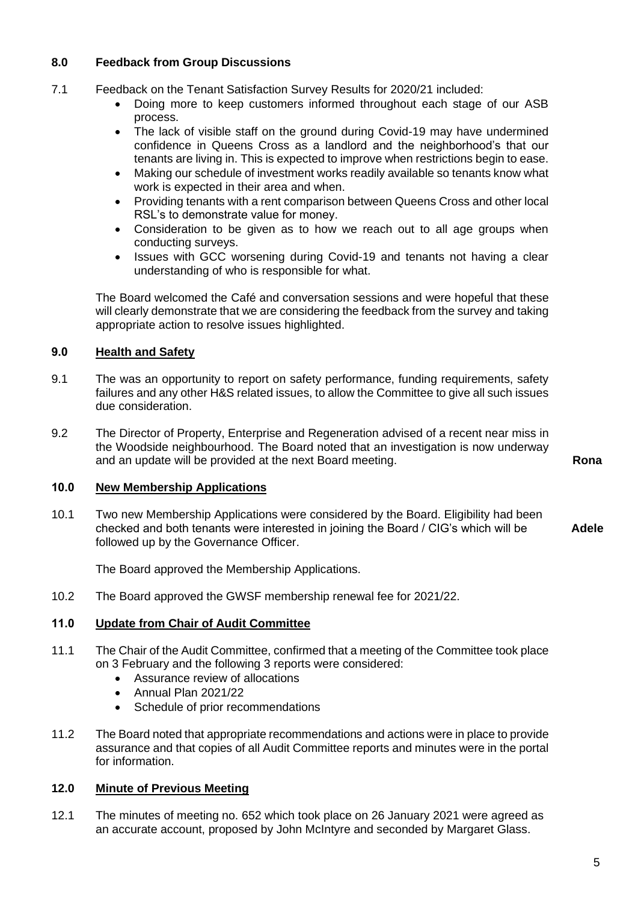## 8.0 Feedback from Group Discussions

7.1 Feedback on the Tenant Satisfaction Survey Results for 2020/21 included:

- Doing more to keep customers informed throughout each stage of our ASB process.
- The lack of visible staff on the ground during Covid-19 may have undermined confidence in Queens Cross as a landlord and the neighborhood's that our tenants are living in. This is expected to improve when restrictions begin to ease.
- Making our schedule of investment works readily available so tenants know what work is expected in their area and when.
- Providing tenants with a rent comparison between Queens Cross and other local RSL's to demonstrate value for money.
- Consideration to be given as to how we reach out to all age groups when conducting surveys.
- Issues with GCC worsening during Covid-19 and tenants not having a clear understanding of who is responsible for what.

The Board welcomed the Café and conversation sessions and were hopeful that these will clearly demonstrate that we are considering the feedback from the survey and taking appropriate action to resolve issues highlighted.

## 9.0 Health and Safety

9.1 The was an opportunity to report on safety performance, funding requirements, safety failures and any other H&S related issues, to allow the Committee to give all such issues due consideration.

9.2 The Director of Property, Enterprise and Regeneration advised of a recent near miss in the Woodside neighbourhood. The Board noted that an investigation is now underway and an update will be provided at the next Board meeting. **Rona**

## 10.0 New Membership Applications

10.1 Two new Membership Applications were considered by the Board. Eligibility had been checked and both tenants were interested in joining the Board / CIG's which will be followed up by the Governance Officer. **Adele**

The Board approved the Membership Applications.

10.2 The Board approved the GWSF membership renewal fee for 2021/22.

## 11.0 Update from Chair of Audit Committee

11.1 The Chair of the Audit Committee, confirmed that a meeting of the Committee took place on 3 February and the following 3 reports were considered:

- Assurance review of allocations
- Annual Plan 2021/22
- Schedule of prior recommendations

11.2 The Board noted that appropriate recommendations and actions were in place to provide assurance and that copies of all Audit Committee reports and minutes were in the portal for information.

## 12.0 Minute of Previous Meeting

12.1 The minutes of meeting no. 652 which took place on 26 January 2021 were agreed as an accurate account, proposed by John McIntyre and seconded by Margaret Glass.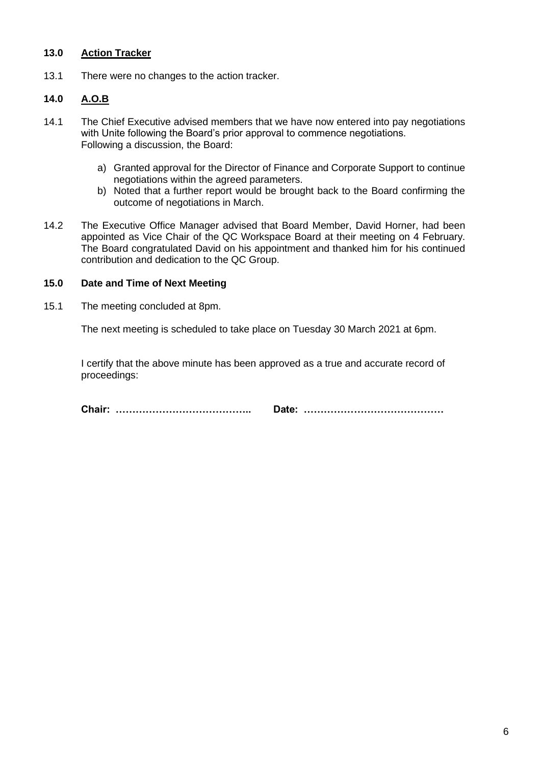## 13.0 Action Tracker

13.1 There were no changes to the action tracker.

## 14.0 A.O.B

14.1 The Chief Executive advised members that we have now entered into pay negotiations with Unite following the Board's prior approval to commence negotiations. Following a discussion, the Board:

a) Granted approval for the Director of Finance and Corporate Support to continue negotiations within the agreed parameters.

b) Noted that a further report would be brought back to the Board confirming the outcome of negotiations in March.

14.2 The Executive Office Manager advised that Board Member, David Horner, had been appointed as Vice Chair of the QC Workspace Board at their meeting on 4 February. The Board congratulated David on his appointment and thanked him for his continued contribution and dedication to the QC Group.

## 15.0 Date and Time of Next Meeting

15.1 The meeting concluded at 8pm.

The next meeting is scheduled to take place on Tuesday 30 March 2021 at 6pm.

I certify that the above minute has been approved as a true and accurate record of proceedings:

**Chair: …………………………………..  Date: ……………………………………**